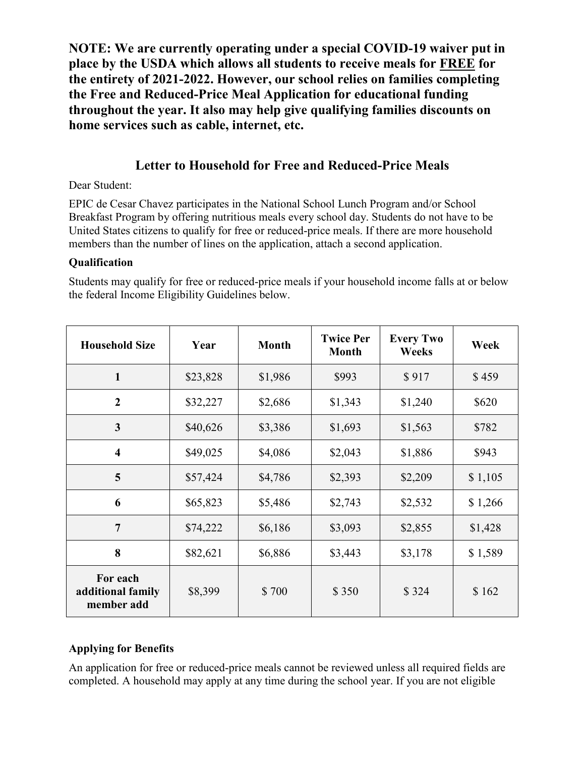**NOTE: We are currently operating under a special COVID-19 waiver put in place by the USDA which allows all students to receive meals for <u>FREE</u> for the entirety of 2021-2022. However, our school relies on families completing the Free and Reduced-Price Meal Application for educational funding throughout the year. It also may help give qualifying families discounts on home services such as cable, internet, etc.**

## Letter to Household for Free and Reduced-Price Meals

Dear Student:

EPIC de Cesar Chavez participates in the National School Lunch Program and/or School Breakfast Program by offering nutritious meals every school day. Students do not have to be United States citizens to qualify for free or reduced-price meals. If there are more household members than the number of lines on the application, attach a second application.

### Qualification

Students may qualify for free or reduced-price meals if your household income falls at or below the federal Income Eligibility Guidelines below.

| Household Size | Year | Month | Twice Per Month | Every Two Weeks | Week |
|---|---|---|---|---|---|
| **1** | $23,828 | $1,986 | $993 | $ 917 | $ 459 |
| **2** | $32,227 | $2,686 | $1,343 | $1,240 | $620 |
| **3** | $40,626 | $3,386 | $1,693 | $1,563 | $782 |
| **4** | $49,025 | $4,086 | $2,043 | $1,886 | $943 |
| **5** | $57,424 | $4,786 | $2,393 | $2,209 | $ 1,105 |
| **6** | $65,823 | $5,486 | $2,743 | $2,532 | $ 1,266 |
| **7** | $74,222 | $6,186 | $3,093 | $2,855 | $1,428 |
| **8** | $82,621 | $6,886 | $3,443 | $3,178 | $ 1,589 |
| **For each additional family member add** | $8,399 | $ 700 | $ 350 | $ 324 | $ 162 |

### Applying for Benefits

An application for free or reduced-price meals cannot be reviewed unless all required fields are completed. A household may apply at any time during the school year. If you are not eligible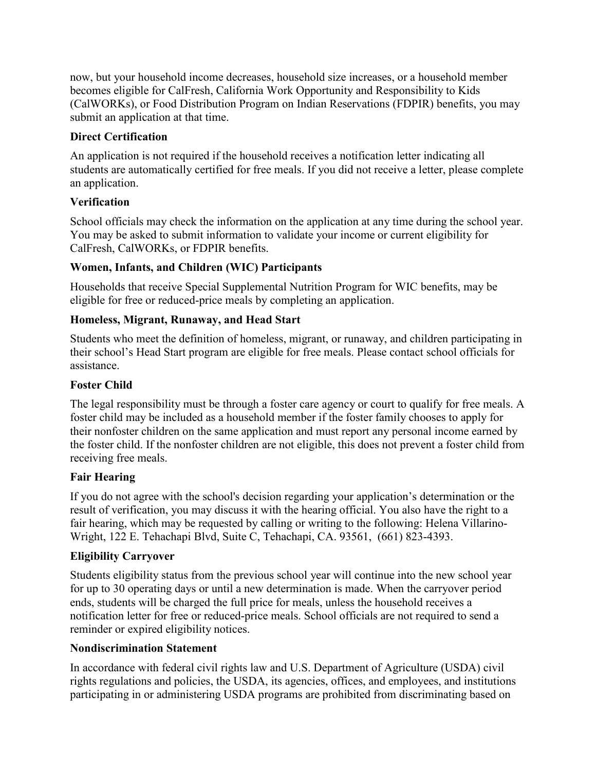now, but your household income decreases, household size increases, or a household member becomes eligible for CalFresh, California Work Opportunity and Responsibility to Kids (CalWORKs), or Food Distribution Program on Indian Reservations (FDPIR) benefits, you may submit an application at that time.

**Direct Certification**

An application is not required if the household receives a notification letter indicating all students are automatically certified for free meals. If you did not receive a letter, please complete an application.

**Verification**

School officials may check the information on the application at any time during the school year. You may be asked to submit information to validate your income or current eligibility for CalFresh, CalWORKs, or FDPIR benefits.

**Women, Infants, and Children (WIC) Participants**

Households that receive Special Supplemental Nutrition Program for WIC benefits, may be eligible for free or reduced-price meals by completing an application.

**Homeless, Migrant, Runaway, and Head Start**

Students who meet the definition of homeless, migrant, or runaway, and children participating in their school's Head Start program are eligible for free meals. Please contact school officials for assistance.

**Foster Child**

The legal responsibility must be through a foster care agency or court to qualify for free meals. A foster child may be included as a household member if the foster family chooses to apply for their nonfoster children on the same application and must report any personal income earned by the foster child. If the nonfoster children are not eligible, this does not prevent a foster child from receiving free meals.

**Fair Hearing**

If you do not agree with the school's decision regarding your application's determination or the result of verification, you may discuss it with the hearing official. You also have the right to a fair hearing, which may be requested by calling or writing to the following: Helena Villarino-Wright, 122 E. Tehachapi Blvd, Suite C, Tehachapi, CA. 93561, (661) 823-4393.

**Eligibility Carryover**

Students eligibility status from the previous school year will continue into the new school year for up to 30 operating days or until a new determination is made. When the carryover period ends, students will be charged the full price for meals, unless the household receives a notification letter for free or reduced-price meals. School officials are not required to send a reminder or expired eligibility notices.

**Nondiscrimination Statement**

In accordance with federal civil rights law and U.S. Department of Agriculture (USDA) civil rights regulations and policies, the USDA, its agencies, offices, and employees, and institutions participating in or administering USDA programs are prohibited from discriminating based on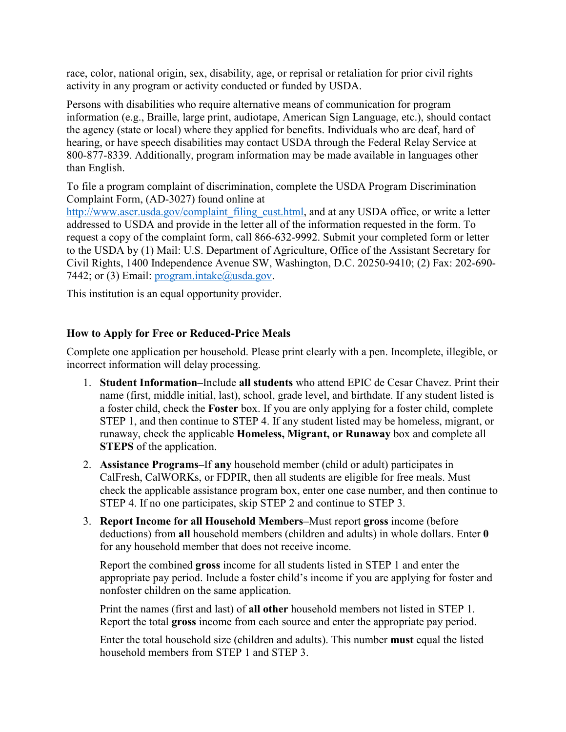race, color, national origin, sex, disability, age, or reprisal or retaliation for prior civil rights activity in any program or activity conducted or funded by USDA.

Persons with disabilities who require alternative means of communication for program information (e.g., Braille, large print, audiotape, American Sign Language, etc.), should contact the agency (state or local) where they applied for benefits. Individuals who are deaf, hard of hearing, or have speech disabilities may contact USDA through the Federal Relay Service at 800-877-8339. Additionally, program information may be made available in languages other than English.

To file a program complaint of discrimination, complete the USDA Program Discrimination Complaint Form, (AD-3027) found online at [http://www.ascr.usda.gov/complaint_filing_cust.html](http://www.ascr.usda.gov/complaint_filing_cust.html), and at any USDA office, or write a letter addressed to USDA and provide in the letter all of the information requested in the form. To request a copy of the complaint form, call 866-632-9992. Submit your completed form or letter to the USDA by (1) Mail: U.S. Department of Agriculture, Office of the Assistant Secretary for Civil Rights, 1400 Independence Avenue SW, Washington, D.C. 20250-9410; (2) Fax: 202-690-7442; or (3) Email: [program.intake@usda.gov](mailto:program.intake@usda.gov).

This institution is an equal opportunity provider.

**How to Apply for Free or Reduced-Price Meals**

Complete one application per household. Please print clearly with a pen. Incomplete, illegible, or incorrect information will delay processing.

1. **Student Information–**Include **all students** who attend EPIC de Cesar Chavez. Print their name (first, middle initial, last), school, grade level, and birthdate. If any student listed is a foster child, check the **Foster** box. If you are only applying for a foster child, complete STEP 1, and then continue to STEP 4. If any student listed may be homeless, migrant, or runaway, check the applicable **Homeless, Migrant, or Runaway** box and complete all **STEPS** of the application.

2. **Assistance Programs–**If **any** household member (child or adult) participates in CalFresh, CalWORKs, or FDPIR, then all students are eligible for free meals. Must check the applicable assistance program box, enter one case number, and then continue to STEP 4. If no one participates, skip STEP 2 and continue to STEP 3.

3. **Report Income for all Household Members–**Must report **gross** income (before deductions) from **all** household members (children and adults) in whole dollars. Enter **0** for any household member that does not receive income.

   Report the combined **gross** income for all students listed in STEP 1 and enter the appropriate pay period. Include a foster child's income if you are applying for foster and nonfoster children on the same application.

   Print the names (first and last) of **all other** household members not listed in STEP 1. Report the total **gross** income from each source and enter the appropriate pay period.

   Enter the total household size (children and adults). This number **must** equal the listed household members from STEP 1 and STEP 3.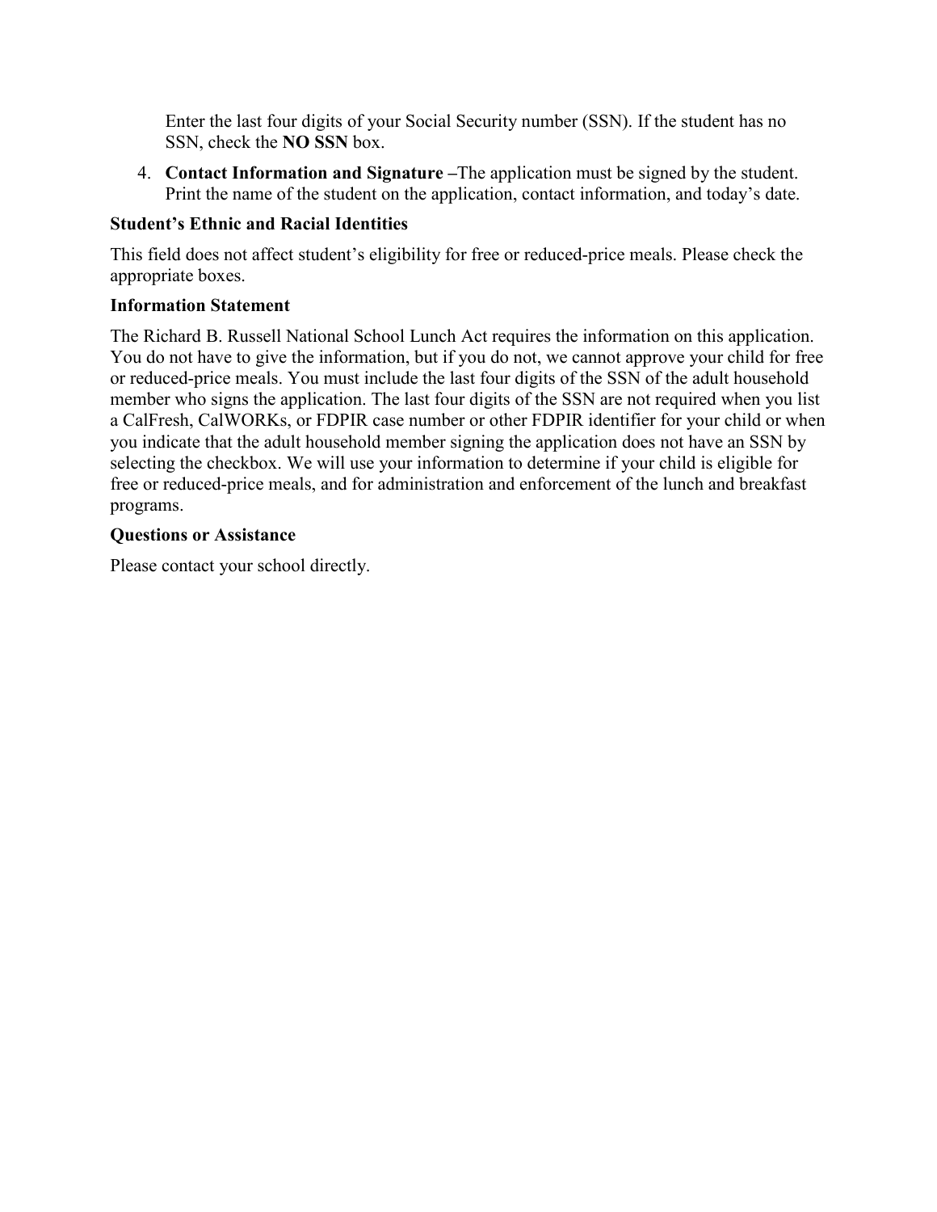Enter the last four digits of your Social Security number (SSN). If the student has no SSN, check the **NO SSN** box.

4. **Contact Information and Signature –**The application must be signed by the student. Print the name of the student on the application, contact information, and today's date.

**Student's Ethnic and Racial Identities**

This field does not affect student's eligibility for free or reduced-price meals. Please check the appropriate boxes.

**Information Statement**

The Richard B. Russell National School Lunch Act requires the information on this application. You do not have to give the information, but if you do not, we cannot approve your child for free or reduced-price meals. You must include the last four digits of the SSN of the adult household member who signs the application. The last four digits of the SSN are not required when you list a CalFresh, CalWORKs, or FDPIR case number or other FDPIR identifier for your child or when you indicate that the adult household member signing the application does not have an SSN by selecting the checkbox. We will use your information to determine if your child is eligible for free or reduced-price meals, and for administration and enforcement of the lunch and breakfast programs.

**Questions or Assistance**

Please contact your school directly.